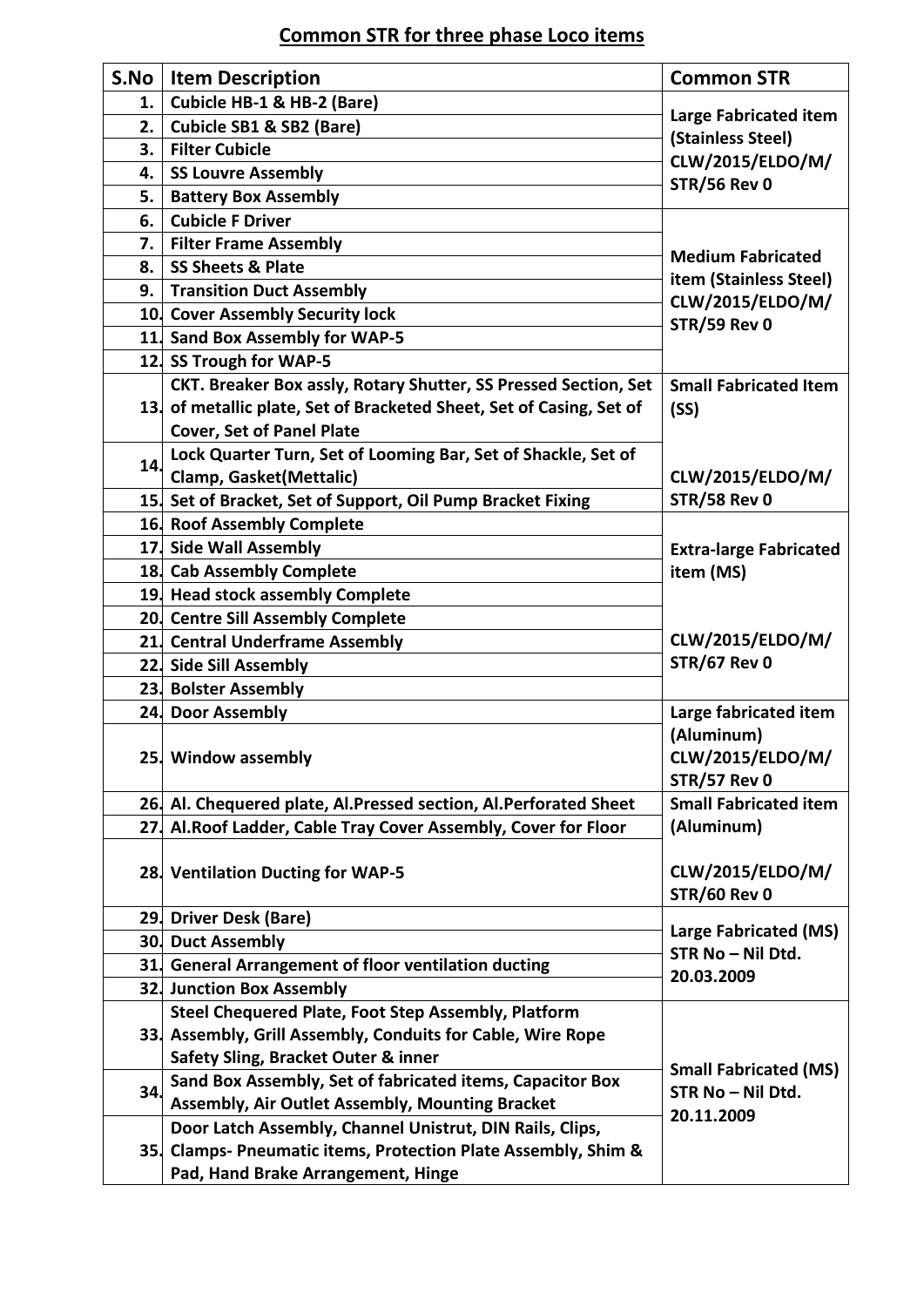# Common STR for three phase Loco items

| S.No | Item Description | Common STR |
|---|---|---|
| 1. | Cubicle HB-1 & HB-2 (Bare) | Large Fabricated item (Stainless Steel) CLW/2015/ELDO/M/ STR/56 Rev 0 |
| 2. | Cubicle SB1 & SB2 (Bare) | |
| 3. | Filter Cubicle | |
| 4. | SS Louvre Assembly | |
| 5. | Battery Box Assembly | |
| 6. | Cubicle F Driver | Medium Fabricated item (Stainless Steel) CLW/2015/ELDO/M/ STR/59 Rev 0 |
| 7. | Filter Frame Assembly | |
| 8. | SS Sheets & Plate | |
| 9. | Transition Duct Assembly | |
| 10. | Cover Assembly Security lock | |
| 11. | Sand Box Assembly for WAP-5 | |
| 12. | SS Trough for WAP-5 | |
| 13. | CKT. Breaker Box assly, Rotary Shutter, SS Pressed Section, Set of metallic plate, Set of Bracketed Sheet, Set of Casing, Set of Cover, Set of Panel Plate | Small Fabricated Item (SS) CLW/2015/ELDO/M/ STR/58 Rev 0 |
| 14. | Lock Quarter Turn, Set of Looming Bar, Set of Shackle, Set of Clamp, Gasket(Mettalic) | |
| 15. | Set of Bracket, Set of Support, Oil Pump Bracket Fixing | |
| 16. | Roof Assembly Complete | Extra-large Fabricated item (MS) CLW/2015/ELDO/M/ STR/67 Rev 0 |
| 17. | Side Wall Assembly | |
| 18. | Cab Assembly Complete | |
| 19. | Head stock assembly Complete | |
| 20. | Centre Sill Assembly Complete | |
| 21. | Central Underframe Assembly | |
| 22. | Side Sill Assembly | |
| 23. | Bolster Assembly | |
| 24. | Door Assembly | Large fabricated item (Aluminum) CLW/2015/ELDO/M/ STR/57 Rev 0 |
| 25. | Window assembly | |
| 26. | Al. Chequered plate, Al.Pressed section, Al.Perforated Sheet | Small Fabricated item (Aluminum) CLW/2015/ELDO/M/ STR/60 Rev 0 |
| 27. | Al.Roof Ladder, Cable Tray Cover Assembly, Cover for Floor | |
| 28. | Ventilation Ducting for WAP-5 | |
| 29. | Driver Desk (Bare) | Large Fabricated (MS) STR No – Nil Dtd. 20.03.2009 |
| 30. | Duct Assembly | |
| 31. | General Arrangement of floor ventilation ducting | |
| 32. | Junction Box Assembly | |
| 33. | Steel Chequered Plate, Foot Step Assembly, Platform Assembly, Grill Assembly, Conduits for Cable, Wire Rope Safety Sling, Bracket Outer & inner | Small Fabricated (MS) STR No – Nil Dtd. 20.11.2009 |
| 34. | Sand Box Assembly, Set of fabricated items, Capacitor Box Assembly, Air Outlet Assembly, Mounting Bracket | |
| 35. | Door Latch Assembly, Channel Unistrut, DIN Rails, Clips, Clamps- Pneumatic items, Protection Plate Assembly, Shim & Pad, Hand Brake Arrangement, Hinge | |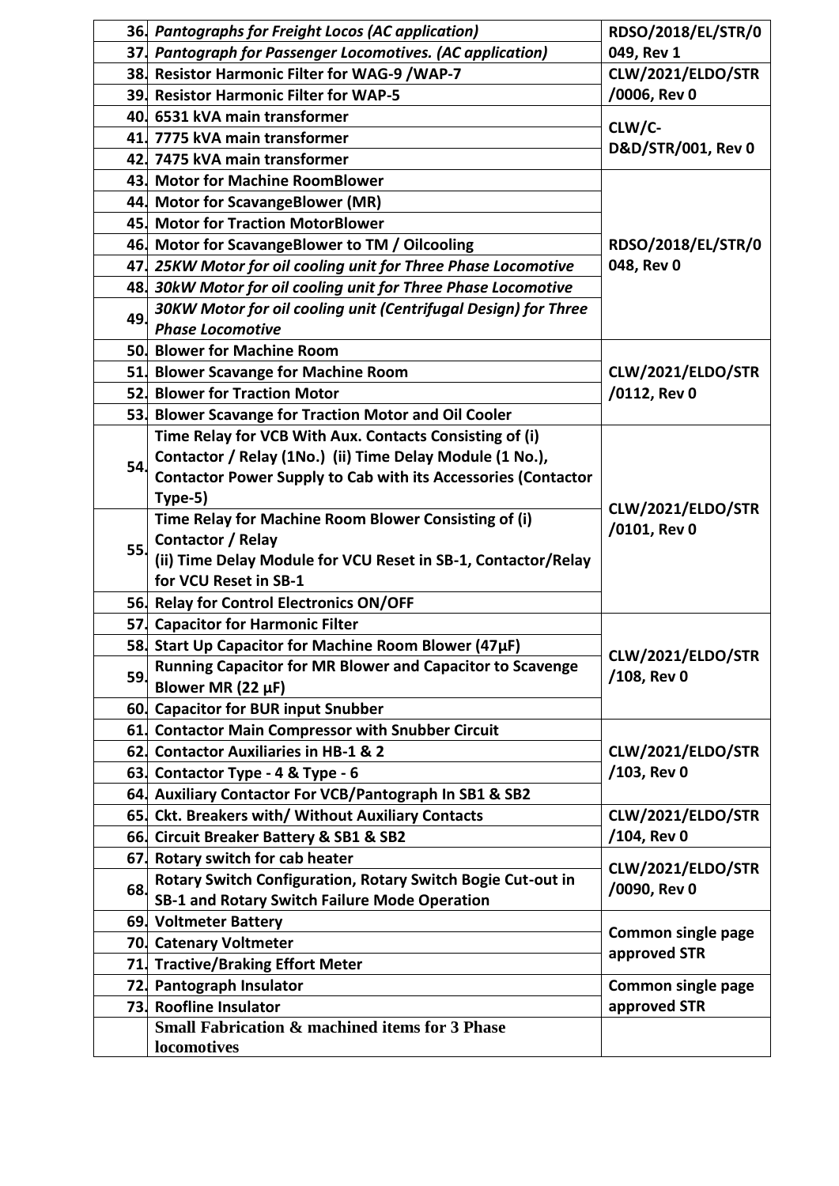| | | |
|---|---|---|
| 36. | *Pantographs for Freight Locos (AC application)* | RDSO/2018/EL/STR/0049, Rev 1 |
| 37. | *Pantograph for Passenger Locomotives. (AC application)* | |
| 38. | **Resistor Harmonic Filter for WAG-9 /WAP-7** | **CLW/2021/ELDO/STR/0006, Rev 0** |
| 39. | **Resistor Harmonic Filter for WAP-5** | |
| 40. | **6531 kVA main transformer** | **CLW/C-D&D/STR/001, Rev 0** |
| 41. | **7775 kVA main transformer** | |
| 42. | **7475 kVA main transformer** | |
| 43. | **Motor for Machine RoomBlower** | **RDSO/2018/EL/STR/0048, Rev 0** |
| 44. | **Motor for ScavangeBlower (MR)** | |
| 45. | **Motor for Traction MotorBlower** | |
| 46. | **Motor for ScavangeBlower to TM / Oilcooling** | |
| 47. | ***25KW Motor for oil cooling unit for Three Phase Locomotive*** | |
| 48. | ***30kW Motor for oil cooling unit for Three Phase Locomotive*** | |
| 49. | ***30KW Motor for oil cooling unit (Centrifugal Design) for Three Phase Locomotive*** | |
| 50. | **Blower for Machine Room** | **CLW/2021/ELDO/STR/0112, Rev 0** |
| 51. | **Blower Scavange for Machine Room** | |
| 52. | **Blower for Traction Motor** | |
| 53. | **Blower Scavange for Traction Motor and Oil Cooler** | |
| 54. | **Time Relay for VCB With Aux. Contacts Consisting of (i) Contactor / Relay (1No.) (ii) Time Delay Module (1 No.), Contactor Power Supply to Cab with its Accessories (Contactor Type-5)** | **CLW/2021/ELDO/STR/0101, Rev 0** |
| 55. | **Time Relay for Machine Room Blower Consisting of (i) Contactor / Relay (ii) Time Delay Module for VCU Reset in SB-1, Contactor/Relay for VCU Reset in SB-1** | |
| 56. | **Relay for Control Electronics ON/OFF** | |
| 57. | **Capacitor for Harmonic Filter** | **CLW/2021/ELDO/STR/108, Rev 0** |
| 58. | **Start Up Capacitor for Machine Room Blower (47μF)** | |
| 59. | **Running Capacitor for MR Blower and Capacitor to Scavenge Blower MR (22 μF)** | |
| 60. | **Capacitor for BUR input Snubber** | |
| 61. | **Contactor Main Compressor with Snubber Circuit** | **CLW/2021/ELDO/STR/103, Rev 0** |
| 62. | **Contactor Auxiliaries in HB-1 & 2** | |
| 63. | **Contactor Type - 4 & Type - 6** | |
| 64. | **Auxiliary Contactor For VCB/Pantograph In SB1 & SB2** | |
| 65. | **Ckt. Breakers with/ Without Auxiliary Contacts** | **CLW/2021/ELDO/STR/104, Rev 0** |
| 66. | **Circuit Breaker Battery & SB1 & SB2** | |
| 67. | **Rotary switch for cab heater** | **CLW/2021/ELDO/STR/0090, Rev 0** |
| 68. | **Rotary Switch Configuration, Rotary Switch Bogie Cut-out in SB-1 and Rotary Switch Failure Mode Operation** | |
| 69. | **Voltmeter Battery** | **Common single page approved STR** |
| 70. | **Catenary Voltmeter** | |
| 71. | **Tractive/Braking Effort Meter** | |
| 72. | **Pantograph Insulator** | **Common single page approved STR** |
| 73. | **Roofline Insulator** | |
| | **Small Fabrication & machined items for 3 Phase locomotives** | |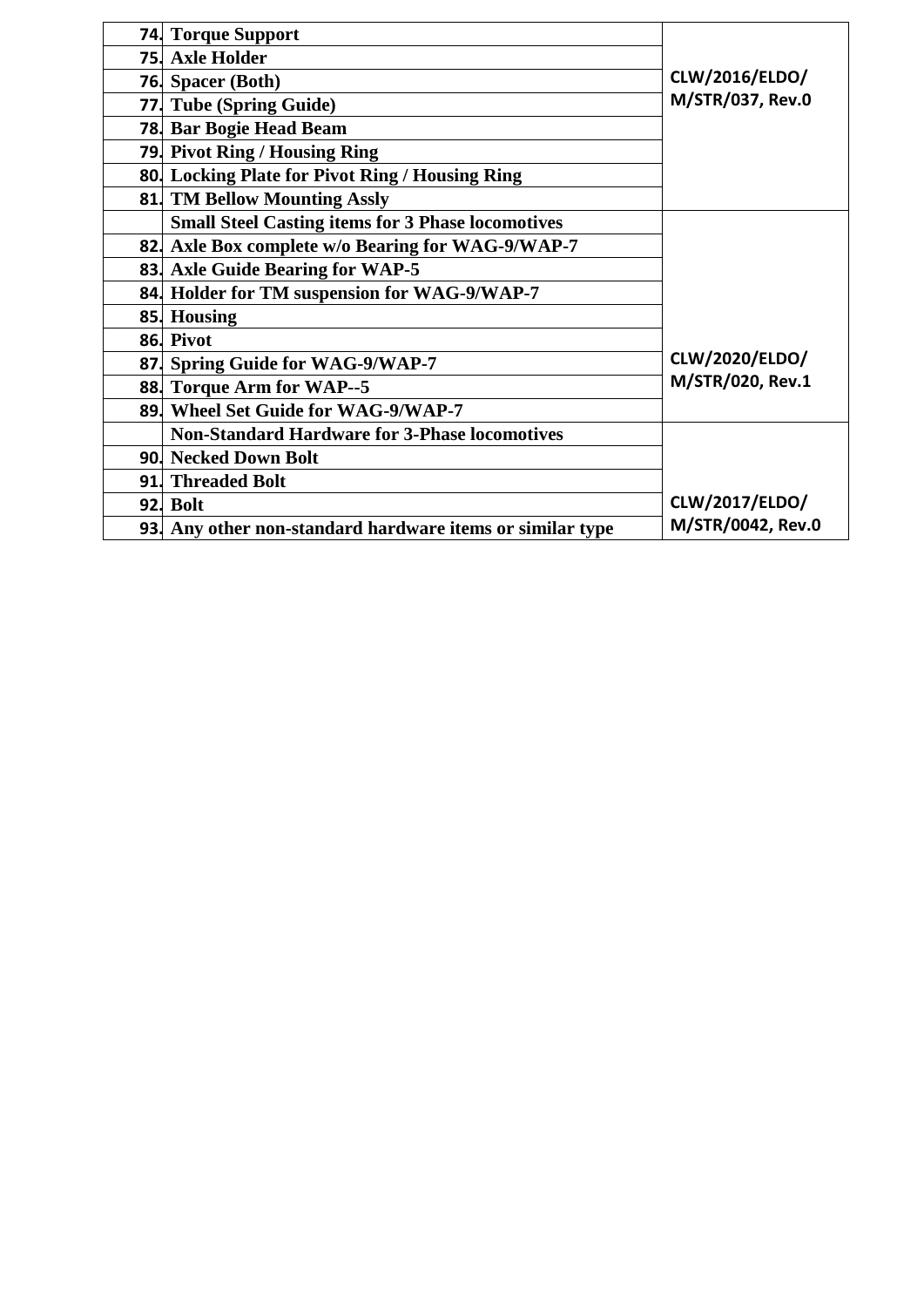| | | |
|---|---|---|
| 74. | Torque Support | CLW/2016/ELDO/ M/STR/037, Rev.0 |
| 75. | Axle Holder | |
| 76. | Spacer (Both) | |
| 77. | Tube (Spring Guide) | |
| 78. | Bar Bogie Head Beam | |
| 79. | Pivot Ring / Housing Ring | |
| 80. | Locking Plate for Pivot Ring / Housing Ring | |
| 81. | TM Bellow Mounting Assly | |
| | **Small Steel Casting items for 3 Phase locomotives** | CLW/2020/ELDO/ M/STR/020, Rev.1 |
| 82. | Axle Box complete w/o Bearing for WAG-9/WAP-7 | |
| 83. | Axle Guide Bearing for WAP-5 | |
| 84. | Holder for TM suspension for WAG-9/WAP-7 | |
| 85. | Housing | |
| 86. | Pivot | |
| 87. | Spring Guide for WAG-9/WAP-7 | |
| 88. | Torque Arm for WAP--5 | |
| 89. | Wheel Set Guide for WAG-9/WAP-7 | |
| | **Non-Standard Hardware for 3-Phase locomotives** | CLW/2017/ELDO/ M/STR/0042, Rev.0 |
| 90. | Necked Down Bolt | |
| 91. | Threaded Bolt | |
| 92. | Bolt | |
| 93. | Any other non-standard hardware items or similar type | |